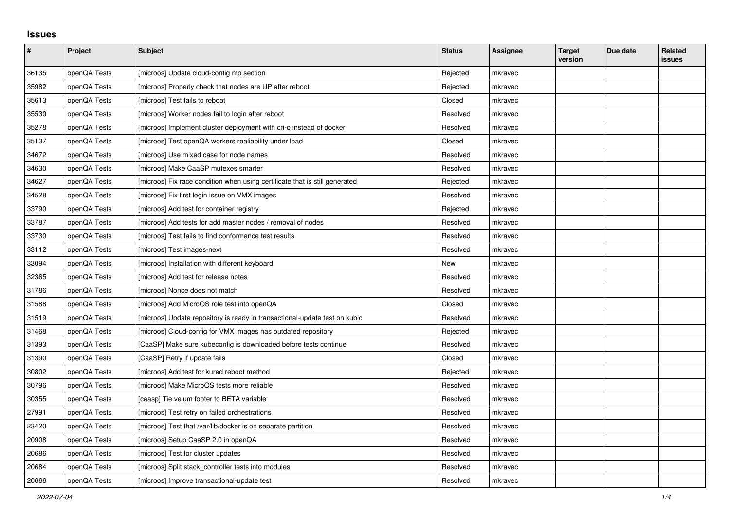# Issues

| # | Project | Subject | Status | Assignee | Target version | Due date | Related issues |
|---|---|---|---|---|---|---|---|
| 36135 | openQA Tests | [microos] Update cloud-config ntp section | Rejected | mkravec | | | |
| 35982 | openQA Tests | [microos] Properly check that nodes are UP after reboot | Rejected | mkravec | | | |
| 35613 | openQA Tests | [microos] Test fails to reboot | Closed | mkravec | | | |
| 35530 | openQA Tests | [microos] Worker nodes fail to login after reboot | Resolved | mkravec | | | |
| 35278 | openQA Tests | [microos] Implement cluster deployment with cri-o instead of docker | Resolved | mkravec | | | |
| 35137 | openQA Tests | [microos] Test openQA workers realiability under load | Closed | mkravec | | | |
| 34672 | openQA Tests | [microos] Use mixed case for node names | Resolved | mkravec | | | |
| 34630 | openQA Tests | [microos] Make CaaSP mutexes smarter | Resolved | mkravec | | | |
| 34627 | openQA Tests | [microos] Fix race condition when using certificate that is still generated | Rejected | mkravec | | | |
| 34528 | openQA Tests | [microos] Fix first login issue on VMX images | Resolved | mkravec | | | |
| 33790 | openQA Tests | [microos] Add test for container registry | Rejected | mkravec | | | |
| 33787 | openQA Tests | [microos] Add tests for add master nodes / removal of nodes | Resolved | mkravec | | | |
| 33730 | openQA Tests | [microos] Test fails to find conformance test results | Resolved | mkravec | | | |
| 33112 | openQA Tests | [microos] Test images-next | Resolved | mkravec | | | |
| 33094 | openQA Tests | [microos] Installation with different keyboard | New | mkravec | | | |
| 32365 | openQA Tests | [microos] Add test for release notes | Resolved | mkravec | | | |
| 31786 | openQA Tests | [microos] Nonce does not match | Resolved | mkravec | | | |
| 31588 | openQA Tests | [microos] Add MicroOS role test into openQA | Closed | mkravec | | | |
| 31519 | openQA Tests | [microos] Update repository is ready in transactional-update test on kubic | Resolved | mkravec | | | |
| 31468 | openQA Tests | [microos] Cloud-config for VMX images has outdated repository | Rejected | mkravec | | | |
| 31393 | openQA Tests | [CaaSP] Make sure kubeconfig is downloaded before tests continue | Resolved | mkravec | | | |
| 31390 | openQA Tests | [CaaSP] Retry if update fails | Closed | mkravec | | | |
| 30802 | openQA Tests | [microos] Add test for kured reboot method | Rejected | mkravec | | | |
| 30796 | openQA Tests | [microos] Make MicroOS tests more reliable | Resolved | mkravec | | | |
| 30355 | openQA Tests | [caasp] Tie velum footer to BETA variable | Resolved | mkravec | | | |
| 27991 | openQA Tests | [microos] Test retry on failed orchestrations | Resolved | mkravec | | | |
| 23420 | openQA Tests | [microos] Test that /var/lib/docker is on separate partition | Resolved | mkravec | | | |
| 20908 | openQA Tests | [microos] Setup CaaSP 2.0 in openQA | Resolved | mkravec | | | |
| 20686 | openQA Tests | [microos] Test for cluster updates | Resolved | mkravec | | | |
| 20684 | openQA Tests | [microos] Split stack_controller tests into modules | Resolved | mkravec | | | |
| 20666 | openQA Tests | [microos] Improve transactional-update test | Resolved | mkravec | | | |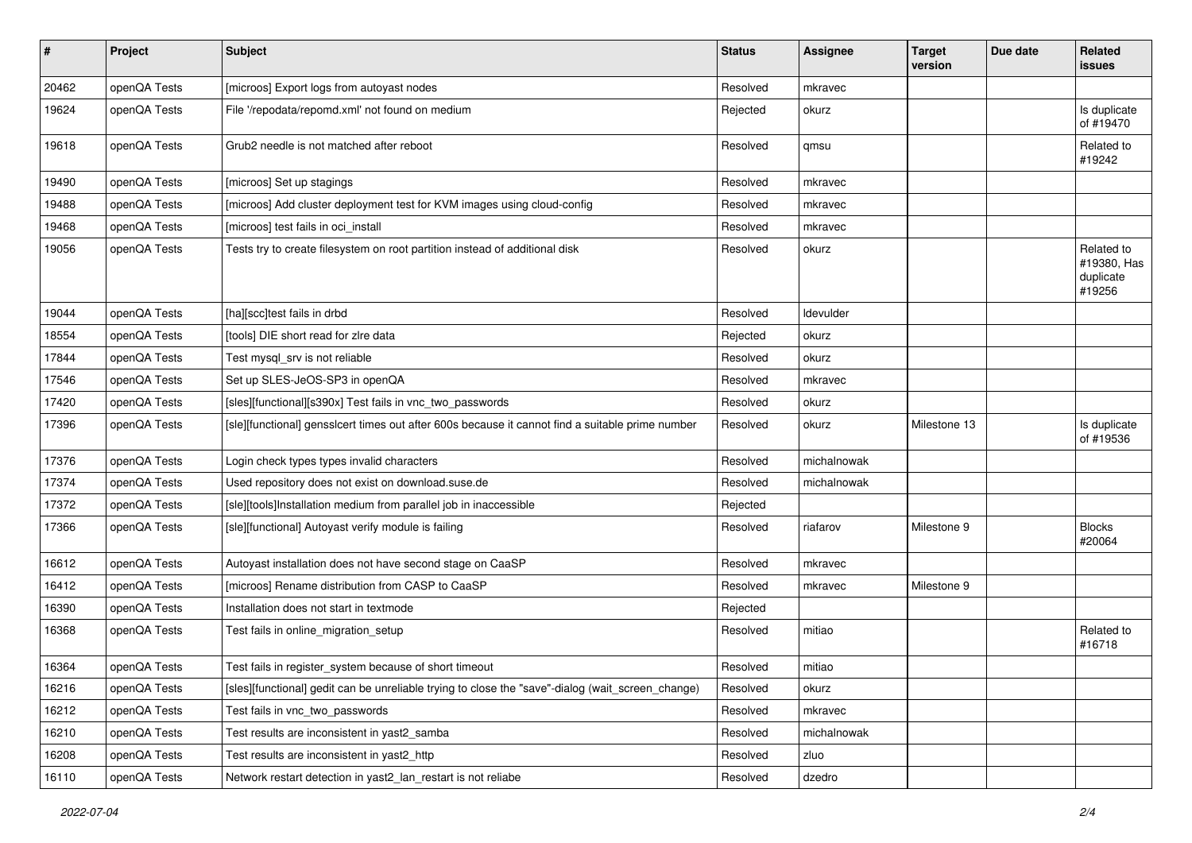| # | Project | Subject | Status | Assignee | Target version | Due date | Related issues |
|---|---|---|---|---|---|---|---|
| 20462 | openQA Tests | [microos] Export logs from autoyast nodes | Resolved | mkravec | | | |
| 19624 | openQA Tests | File '/repodata/repomd.xml' not found on medium | Rejected | okurz | | | Is duplicate of #19470 |
| 19618 | openQA Tests | Grub2 needle is not matched after reboot | Resolved | qmsu | | | Related to #19242 |
| 19490 | openQA Tests | [microos] Set up stagings | Resolved | mkravec | | | |
| 19488 | openQA Tests | [microos] Add cluster deployment test for KVM images using cloud-config | Resolved | mkravec | | | |
| 19468 | openQA Tests | [microos] test fails in oci_install | Resolved | mkravec | | | |
| 19056 | openQA Tests | Tests try to create filesystem on root partition instead of additional disk | Resolved | okurz | | | Related to #19380, Has duplicate #19256 |
| 19044 | openQA Tests | [ha][scc]test fails in drbd | Resolved | ldevulder | | | |
| 18554 | openQA Tests | [tools] DIE short read for zlre data | Rejected | okurz | | | |
| 17844 | openQA Tests | Test mysql_srv is not reliable | Resolved | okurz | | | |
| 17546 | openQA Tests | Set up SLES-JeOS-SP3 in openQA | Resolved | mkravec | | | |
| 17420 | openQA Tests | [sles][functional][s390x] Test fails in vnc_two_passwords | Resolved | okurz | | | |
| 17396 | openQA Tests | [sle][functional] gensslcert times out after 600s because it cannot find a suitable prime number | Resolved | okurz | Milestone 13 | | Is duplicate of #19536 |
| 17376 | openQA Tests | Login check types types invalid characters | Resolved | michalnowak | | | |
| 17374 | openQA Tests | Used repository does not exist on download.suse.de | Resolved | michalnowak | | | |
| 17372 | openQA Tests | [sle][tools]Installation medium from parallel job in inaccessible | Rejected | | | | |
| 17366 | openQA Tests | [sle][functional] Autoyast verify module is failing | Resolved | riafarov | Milestone 9 | | Blocks #20064 |
| 16612 | openQA Tests | Autoyast installation does not have second stage on CaaSP | Resolved | mkravec | | | |
| 16412 | openQA Tests | [microos] Rename distribution from CASP to CaaSP | Resolved | mkravec | Milestone 9 | | |
| 16390 | openQA Tests | Installation does not start in textmode | Rejected | | | | |
| 16368 | openQA Tests | Test fails in online_migration_setup | Resolved | mitiao | | | Related to #16718 |
| 16364 | openQA Tests | Test fails in register_system because of short timeout | Resolved | mitiao | | | |
| 16216 | openQA Tests | [sles][functional] gedit can be unreliable trying to close the "save"-dialog (wait_screen_change) | Resolved | okurz | | | |
| 16212 | openQA Tests | Test fails in vnc_two_passwords | Resolved | mkravec | | | |
| 16210 | openQA Tests | Test results are inconsistent in yast2_samba | Resolved | michalnowak | | | |
| 16208 | openQA Tests | Test results are inconsistent in yast2_http | Resolved | zluo | | | |
| 16110 | openQA Tests | Network restart detection in yast2_lan_restart is not reliabe | Resolved | dzedro | | | |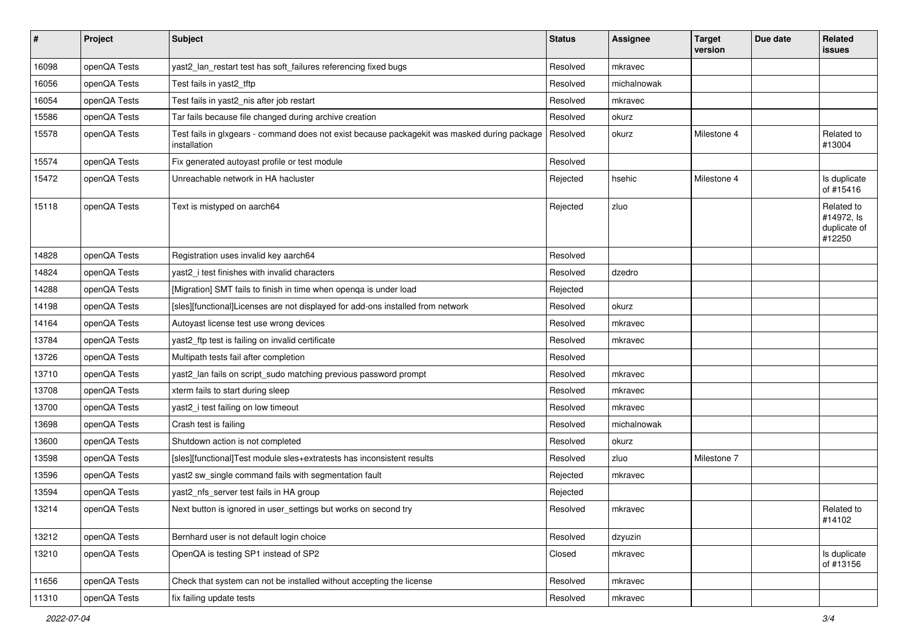| # | Project | Subject | Status | Assignee | Target version | Due date | Related issues |
|---|---|---|---|---|---|---|---|
| 16098 | openQA Tests | yast2_lan_restart test has soft_failures referencing fixed bugs | Resolved | mkravec | | | |
| 16056 | openQA Tests | Test fails in yast2_tftp | Resolved | michalnowak | | | |
| 16054 | openQA Tests | Test fails in yast2_nis after job restart | Resolved | mkravec | | | |
| 15586 | openQA Tests | Tar fails because file changed during archive creation | Resolved | okurz | | | |
| 15578 | openQA Tests | Test fails in glxgears - command does not exist because packagekit was masked during package installation | Resolved | okurz | Milestone 4 | | Related to #13004 |
| 15574 | openQA Tests | Fix generated autoyast profile or test module | Resolved | | | | |
| 15472 | openQA Tests | Unreachable network in HA hacluster | Rejected | hsehic | Milestone 4 | | Is duplicate of #15416 |
| 15118 | openQA Tests | Text is mistyped on aarch64 | Rejected | zluo | | | Related to #14972, Is duplicate of #12250 |
| 14828 | openQA Tests | Registration uses invalid key aarch64 | Resolved | | | | |
| 14824 | openQA Tests | yast2_i test finishes with invalid characters | Resolved | dzedro | | | |
| 14288 | openQA Tests | [Migration] SMT fails to finish in time when openqa is under load | Rejected | | | | |
| 14198 | openQA Tests | [sles][functional]Licenses are not displayed for add-ons installed from network | Resolved | okurz | | | |
| 14164 | openQA Tests | Autoyast license test use wrong devices | Resolved | mkravec | | | |
| 13784 | openQA Tests | yast2_ftp test is failing on invalid certificate | Resolved | mkravec | | | |
| 13726 | openQA Tests | Multipath tests fail after completion | Resolved | | | | |
| 13710 | openQA Tests | yast2_lan fails on script_sudo matching previous password prompt | Resolved | mkravec | | | |
| 13708 | openQA Tests | xterm fails to start during sleep | Resolved | mkravec | | | |
| 13700 | openQA Tests | yast2_i test failing on low timeout | Resolved | mkravec | | | |
| 13698 | openQA Tests | Crash test is failing | Resolved | michalnowak | | | |
| 13600 | openQA Tests | Shutdown action is not completed | Resolved | okurz | | | |
| 13598 | openQA Tests | [sles][functional]Test module sles+extratests has inconsistent results | Resolved | zluo | Milestone 7 | | |
| 13596 | openQA Tests | yast2 sw_single command fails with segmentation fault | Rejected | mkravec | | | |
| 13594 | openQA Tests | yast2_nfs_server test fails in HA group | Rejected | | | | |
| 13214 | openQA Tests | Next button is ignored in user_settings but works on second try | Resolved | mkravec | | | Related to #14102 |
| 13212 | openQA Tests | Bernhard user is not default login choice | Resolved | dzyuzin | | | |
| 13210 | openQA Tests | OpenQA is testing SP1 instead of SP2 | Closed | mkravec | | | Is duplicate of #13156 |
| 11656 | openQA Tests | Check that system can not be installed without accepting the license | Resolved | mkravec | | | |
| 11310 | openQA Tests | fix failing update tests | Resolved | mkravec | | | |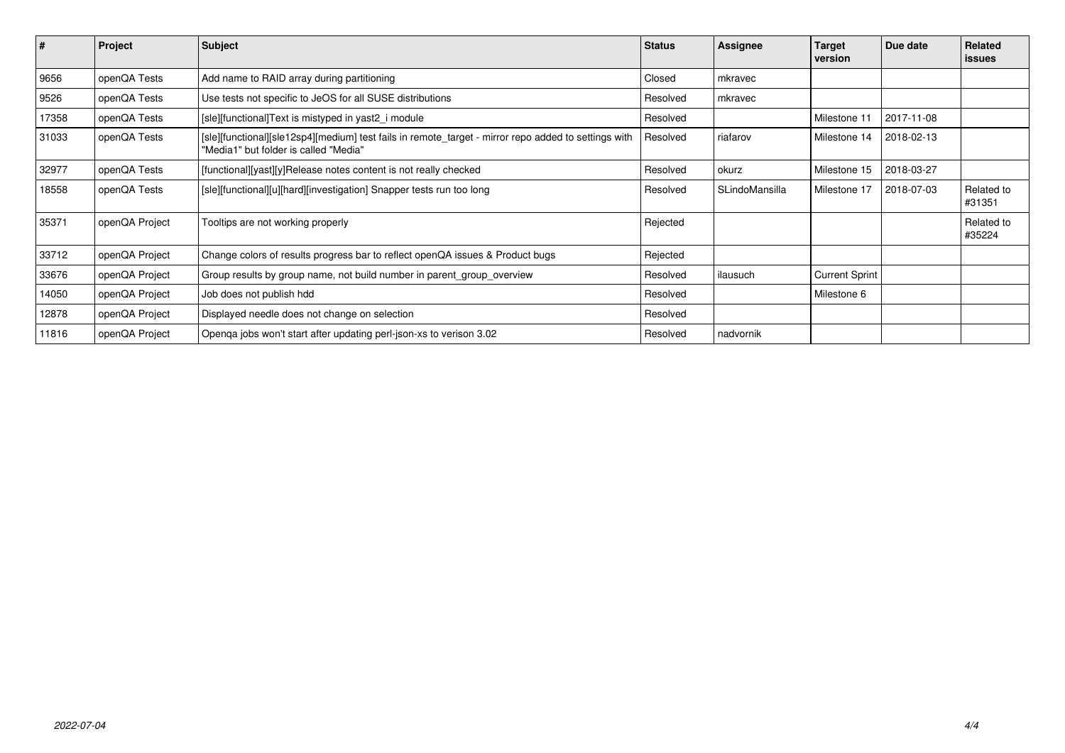| # | Project | Subject | Status | Assignee | Target version | Due date | Related issues |
|---|---|---|---|---|---|---|---|
| 9656 | openQA Tests | Add name to RAID array during partitioning | Closed | mkravec | | | |
| 9526 | openQA Tests | Use tests not specific to JeOS for all SUSE distributions | Resolved | mkravec | | | |
| 17358 | openQA Tests | [sle][functional]Text is mistyped in yast2_i module | Resolved | | Milestone 11 | 2017-11-08 | |
| 31033 | openQA Tests | [sle][functional][sle12sp4][medium] test fails in remote_target - mirror repo added to settings with "Media1" but folder is called "Media" | Resolved | riafarov | Milestone 14 | 2018-02-13 | |
| 32977 | openQA Tests | [functional][yast][y]Release notes content is not really checked | Resolved | okurz | Milestone 15 | 2018-03-27 | |
| 18558 | openQA Tests | [sle][functional][u][hard][investigation] Snapper tests run too long | Resolved | SLindoMansilla | Milestone 17 | 2018-07-03 | Related to #31351 |
| 35371 | openQA Project | Tooltips are not working properly | Rejected | | | | Related to #35224 |
| 33712 | openQA Project | Change colors of results progress bar to reflect openQA issues & Product bugs | Rejected | | | | |
| 33676 | openQA Project | Group results by group name, not build number in parent_group_overview | Resolved | ilausuch | Current Sprint | | |
| 14050 | openQA Project | Job does not publish hdd | Resolved | | Milestone 6 | | |
| 12878 | openQA Project | Displayed needle does not change on selection | Resolved | | | | |
| 11816 | openQA Project | Openqa jobs won't start after updating perl-json-xs to verison 3.02 | Resolved | nadvornik | | | |